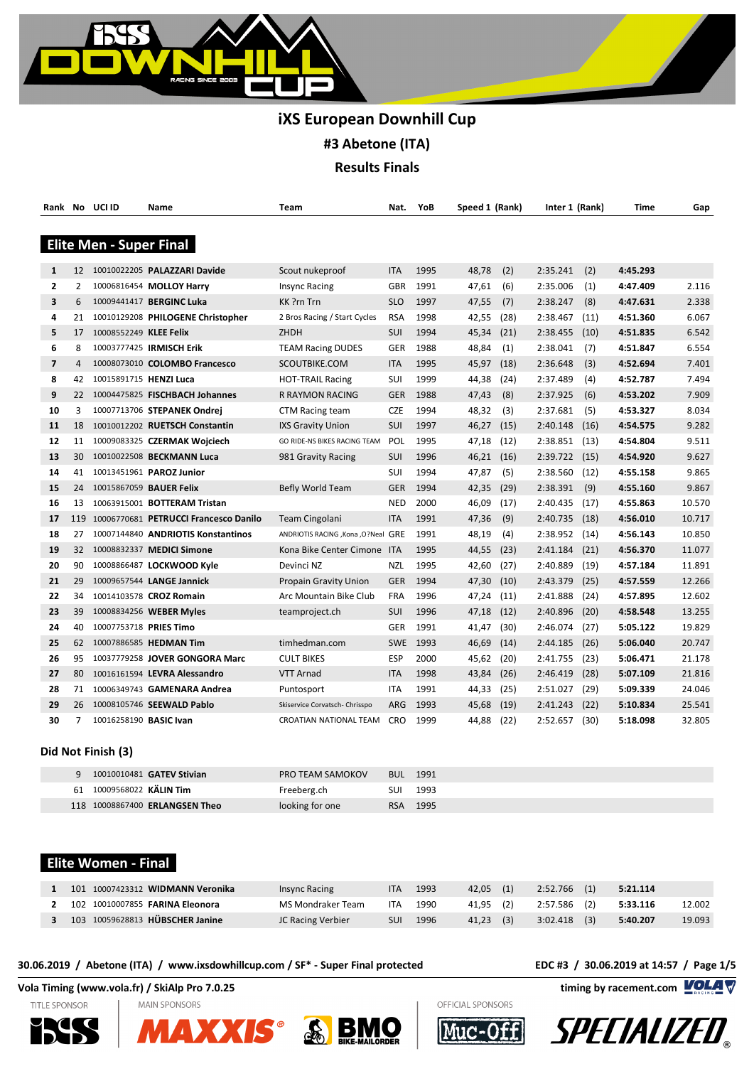# iXS European Downhill Cup

## #3 Abetone (ITA)

## Results Finals

### Elite Men - Super Final

| Rank | No | UCI ID | Name | Team | Nat. | YoB | Speed 1 | (Rank) | Inter 1 | (Rank) | Time | Gap |
|---|---|---|---|---|---|---|---|---|---|---|---|---|
| 1 | 12 | 10010022205 | **PALAZZARI Davide** | Scout nukeproof | ITA | 1995 | 48,78 | (2) | 2:35.241 | (2) | **4:45.293** | |
| 2 | 2 | 10006816454 | **MOLLOY Harry** | Insync Racing | GBR | 1991 | 47,61 | (6) | 2:35.006 | (1) | **4:47.409** | 2.116 |
| 3 | 6 | 10009441417 | **BERGINC Luka** | KK ?rn Trn | SLO | 1997 | 47,55 | (7) | 2:38.247 | (8) | **4:47.631** | 2.338 |
| 4 | 21 | 10010129208 | **PHILOGENE Christopher** | 2 Bros Racing / Start Cycles | RSA | 1998 | 42,55 | (28) | 2:38.467 | (11) | **4:51.360** | 6.067 |
| 5 | 17 | 10008552249 | **KLEE Felix** | ZHDH | SUI | 1994 | 45,34 | (21) | 2:38.455 | (10) | **4:51.835** | 6.542 |
| 6 | 8 | 10003777425 | **IRMISCH Erik** | TEAM Racing DUDES | GER | 1988 | 48,84 | (1) | 2:38.041 | (7) | **4:51.847** | 6.554 |
| 7 | 4 | 10008073010 | **COLOMBO Francesco** | SCOUTBIKE.COM | ITA | 1995 | 45,97 | (18) | 2:36.648 | (3) | **4:52.694** | 7.401 |
| 8 | 42 | 10015891715 | **HENZI Luca** | HOT-TRAIL Racing | SUI | 1999 | 44,38 | (24) | 2:37.489 | (4) | **4:52.787** | 7.494 |
| 9 | 22 | 10004475825 | **FISCHBACH Johannes** | R RAYMON RACING | GER | 1988 | 47,43 | (8) | 2:37.925 | (6) | **4:53.202** | 7.909 |
| 10 | 3 | 10007713706 | **STEPANEK Ondrej** | CTM Racing team | CZE | 1994 | 48,32 | (3) | 2:37.681 | (5) | **4:53.327** | 8.034 |
| 11 | 18 | 10010012202 | **RUETSCH Constantin** | IXS Gravity Union | SUI | 1997 | 46,27 | (15) | 2:40.148 | (16) | **4:54.575** | 9.282 |
| 12 | 11 | 10009083325 | **CZERMAK Wojciech** | GO RIDE-NS BIKES RACING TEAM | POL | 1995 | 47,18 | (12) | 2:38.851 | (13) | **4:54.804** | 9.511 |
| 13 | 30 | 10010022508 | **BECKMANN Luca** | 981 Gravity Racing | SUI | 1996 | 46,21 | (16) | 2:39.722 | (15) | **4:54.920** | 9.627 |
| 14 | 41 | 10013451961 | **PAROZ Junior** | | SUI | 1994 | 47,87 | (5) | 2:38.560 | (12) | **4:55.158** | 9.865 |
| 15 | 24 | 10015867059 | **BAUER Felix** | Befly World Team | GER | 1994 | 42,35 | (29) | 2:38.391 | (9) | **4:55.160** | 9.867 |
| 16 | 13 | 10063915001 | **BOTTERAM Tristan** | | NED | 2000 | 46,09 | (17) | 2:40.435 | (17) | **4:55.863** | 10.570 |
| 17 | 119 | 10006770681 | **PETRUCCI Francesco Danilo** | Team Cingolani | ITA | 1991 | 47,36 | (9) | 2:40.735 | (18) | **4:56.010** | 10.717 |
| 18 | 27 | 10007144840 | **ANDRIOTIS Konstantinos** | ANDRIOTIS RACING ,Kona ,O?Neal | GRE | 1991 | 48,19 | (4) | 2:38.952 | (14) | **4:56.143** | 10.850 |
| 19 | 32 | 10008832337 | **MEDICI Simone** | Kona Bike Center Cimone | ITA | 1995 | 44,55 | (23) | 2:41.184 | (21) | **4:56.370** | 11.077 |
| 20 | 90 | 10008866487 | **LOCKWOOD Kyle** | Devinci NZ | NZL | 1995 | 42,60 | (27) | 2:40.889 | (19) | **4:57.184** | 11.891 |
| 21 | 29 | 10009657544 | **LANGE Jannick** | Propain Gravity Union | GER | 1994 | 47,30 | (10) | 2:43.379 | (25) | **4:57.559** | 12.266 |
| 22 | 34 | 10014103578 | **CROZ Romain** | Arc Mountain Bike Club | FRA | 1996 | 47,24 | (11) | 2:41.888 | (24) | **4:57.895** | 12.602 |
| 23 | 39 | 10008834256 | **WEBER Myles** | teamproject.ch | SUI | 1996 | 47,18 | (12) | 2:40.896 | (20) | **4:58.548** | 13.255 |
| 24 | 40 | 10007753718 | **PRIES Timo** | | GER | 1991 | 41,47 | (30) | 2:46.074 | (27) | **5:05.122** | 19.829 |
| 25 | 62 | 10007886585 | **HEDMAN Tim** | timhedman.com | SWE | 1993 | 46,69 | (14) | 2:44.185 | (26) | **5:06.040** | 20.747 |
| 26 | 95 | 10037779258 | **JOVER GONGORA Marc** | CULT BIKES | ESP | 2000 | 45,62 | (20) | 2:41.755 | (23) | **5:06.471** | 21.178 |
| 27 | 80 | 10016161594 | **LEVRA Alessandro** | VTT Arnad | ITA | 1998 | 43,84 | (26) | 2:46.419 | (28) | **5:07.109** | 21.816 |
| 28 | 71 | 10006349743 | **GAMENARA Andrea** | Puntosport | ITA | 1991 | 44,33 | (25) | 2:51.027 | (29) | **5:09.339** | 24.046 |
| 29 | 26 | 10008105746 | **SEEWALD Pablo** | Skiservice Corvatsch- Chrisspo | ARG | 1993 | 45,68 | (19) | 2:41.243 | (22) | **5:10.834** | 25.541 |
| 30 | 7 | 10016258190 | **BASIC Ivan** | CROATIAN NATIONAL TEAM | CRO | 1999 | 44,88 | (22) | 2:52.657 | (30) | **5:18.098** | 32.805 |

### Did Not Finish (3)

| No | UCI ID | Name | Team | Nat. | YoB |
|---|---|---|---|---|---|
| 9 | 10010010481 | **GATEV Stivian** | PRO TEAM SAMOKOV | BUL | 1991 |
| 61 | 10009568022 | **KÄLIN Tim** | Freeberg.ch | SUI | 1993 |
| 118 | 10008867400 | **ERLANGSEN Theo** | looking for one | RSA | 1995 |

### Elite Women - Final

| Rank | No | UCI ID | Name | Team | Nat. | YoB | Speed 1 | (Rank) | Inter 1 | (Rank) | Time | Gap |
|---|---|---|---|---|---|---|---|---|---|---|---|---|
| 1 | 101 | 10007423312 | **WIDMANN Veronika** | Insync Racing | ITA | 1993 | 42,05 | (1) | 2:52.766 | (1) | **5:21.114** | |
| 2 | 102 | 10010007855 | **FARINA Eleonora** | MS Mondraker Team | ITA | 1990 | 41,95 | (2) | 2:57.586 | (2) | **5:33.116** | 12.002 |
| 3 | 103 | 10059628813 | **HÜBSCHER Janine** | JC Racing Verbier | SUI | 1996 | 41,23 | (3) | 3:02.418 | (3) | **5:40.207** | 19.093 |

**30.06.2019 / Abetone (ITA) / www.ixsdownhillcup.com / SF* - Super Final protected**

**EDC #3 / 30.06.2019 at 14:57**

**Vola Timing (www.vola.fr) / SkiAlp Pro 7.0.25**

**timing by racement.com**

TITLE SPONSOR — MAIN SPONSORS — OFFICIAL SPONSORS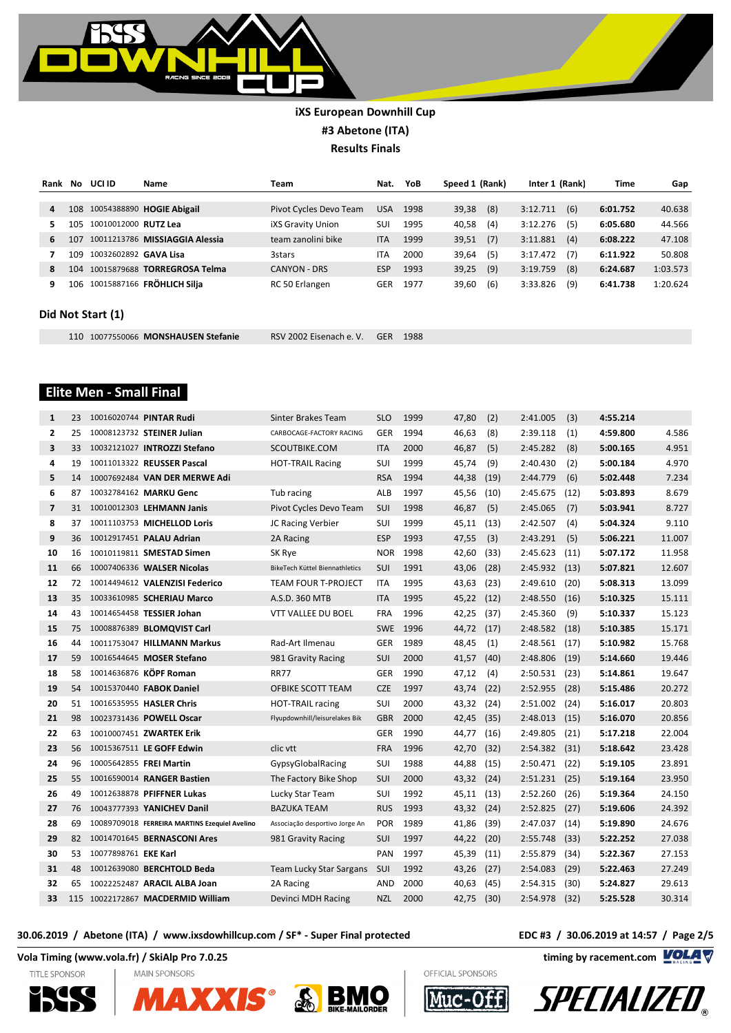# iXS European Downhill Cup

## #3 Abetone (ITA)

## Results Finals

| Rank | No | UCI ID | Name | Team | Nat. | YoB | Speed 1 | (Rank) | Inter 1 | (Rank) | Time | Gap |
|---|---|---|---|---|---|---|---|---|---|---|---|---|
| 4 | 108 | 10054388890 | **HOGIE Abigail** | Pivot Cycles Devo Team | USA | 1998 | 39,38 | (8) | 3:12.711 | (6) | **6:01.752** | 40.638 |
| 5 | 105 | 10010012000 | **RUTZ Lea** | iXS Gravity Union | SUI | 1995 | 40,58 | (4) | 3:12.276 | (5) | **6:05.680** | 44.566 |
| 6 | 107 | 10011213786 | **MISSIAGGIA Alessia** | team zanolini bike | ITA | 1999 | 39,51 | (7) | 3:11.881 | (4) | **6:08.222** | 47.108 |
| 7 | 109 | 10032602892 | **GAVA Lisa** | 3stars | ITA | 2000 | 39,64 | (5) | 3:17.472 | (7) | **6:11.922** | 50.808 |
| 8 | 104 | 10015879688 | **TORREGROSA Telma** | CANYON - DRS | ESP | 1993 | 39,25 | (9) | 3:19.759 | (8) | **6:24.687** | 1:03.573 |
| 9 | 106 | 10015887166 | **FRÖHLICH Silja** | RC 50 Erlangen | GER | 1977 | 39,60 | (6) | 3:33.826 | (9) | **6:41.738** | 1:20.624 |

### Did Not Start (1)

| No | UCI ID | Name | Team | Nat. | YoB |
|---|---|---|---|---|---|
| 110 | 10077550066 | **MONSHAUSEN Stefanie** | RSV 2002 Eisenach e. V. | GER | 1988 |

## Elite Men - Small Final

| Rank | No | UCI ID | Name | Team | Nat. | YoB | Speed 1 | (Rank) | Inter 1 | (Rank) | Time | Gap |
|---|---|---|---|---|---|---|---|---|---|---|---|---|
| 1 | 23 | 10016020744 | **PINTAR Rudi** | Sinter Brakes Team | SLO | 1999 | 47,80 | (2) | 2:41.005 | (3) | **4:55.214** | |
| 2 | 25 | 10008123732 | **STEINER Julian** | CARBOCAGE-FACTORY RACING | GER | 1994 | 46,63 | (8) | 2:39.118 | (1) | **4:59.800** | 4.586 |
| 3 | 33 | 10032121027 | **INTROZZI Stefano** | SCOUTBIKE.COM | ITA | 2000 | 46,87 | (5) | 2:45.282 | (8) | **5:00.165** | 4.951 |
| 4 | 19 | 10011013322 | **REUSSER Pascal** | HOT-TRAIL Racing | SUI | 1999 | 45,74 | (9) | 2:40.430 | (2) | **5:00.184** | 4.970 |
| 5 | 14 | 10007692484 | **VAN DER MERWE Adi** | | RSA | 1994 | 44,38 | (19) | 2:44.779 | (6) | **5:02.448** | 7.234 |
| 6 | 87 | 10032784162 | **MARKU Genc** | Tub racing | ALB | 1997 | 45,56 | (10) | 2:45.675 | (12) | **5:03.893** | 8.679 |
| 7 | 31 | 10010012303 | **LEHMANN Janis** | Pivot Cycles Devo Team | SUI | 1998 | 46,87 | (5) | 2:45.065 | (7) | **5:03.941** | 8.727 |
| 8 | 37 | 10011103753 | **MICHELLOD Loris** | JC Racing Verbier | SUI | 1999 | 45,11 | (13) | 2:42.507 | (4) | **5:04.324** | 9.110 |
| 9 | 36 | 10012917451 | **PALAU Adrian** | 2A Racing | ESP | 1993 | 47,55 | (3) | 2:43.291 | (5) | **5:06.221** | 11.007 |
| 10 | 16 | 10010119811 | **SMESTAD Simen** | SK Rye | NOR | 1998 | 42,60 | (33) | 2:45.623 | (11) | **5:07.172** | 11.958 |
| 11 | 66 | 10007406336 | **WALSER Nicolas** | BikeTech Küttel Biennathletics | SUI | 1991 | 43,06 | (28) | 2:45.932 | (13) | **5:07.821** | 12.607 |
| 12 | 72 | 10014494612 | **VALENZISI Federico** | TEAM FOUR T-PROJECT | ITA | 1995 | 43,63 | (23) | 2:49.610 | (20) | **5:08.313** | 13.099 |
| 13 | 35 | 10033610985 | **SCHERIAU Marco** | A.S.D. 360 MTB | ITA | 1995 | 45,22 | (12) | 2:48.550 | (16) | **5:10.325** | 15.111 |
| 14 | 43 | 10014654458 | **TESSIER Johan** | VTT VALLEE DU BOEL | FRA | 1996 | 42,25 | (37) | 2:45.360 | (9) | **5:10.337** | 15.123 |
| 15 | 75 | 10008876389 | **BLOMQVIST Carl** | | SWE | 1996 | 44,72 | (17) | 2:48.582 | (18) | **5:10.385** | 15.171 |
| 16 | 44 | 10011753047 | **HILLMANN Markus** | Rad-Art Ilmenau | GER | 1989 | 48,45 | (1) | 2:48.561 | (17) | **5:10.982** | 15.768 |
| 17 | 59 | 10016544645 | **MOSER Stefano** | 981 Gravity Racing | SUI | 2000 | 41,57 | (40) | 2:48.806 | (19) | **5:14.660** | 19.446 |
| 18 | 58 | 10014636876 | **KÖPF Roman** | RR77 | GER | 1990 | 47,12 | (4) | 2:50.531 | (23) | **5:14.861** | 19.647 |
| 19 | 54 | 10015370440 | **FABOK Daniel** | OFBIKE SCOTT TEAM | CZE | 1997 | 43,74 | (22) | 2:52.955 | (28) | **5:15.486** | 20.272 |
| 20 | 51 | 10016535955 | **HASLER Chris** | HOT-TRAIL racing | SUI | 2000 | 43,32 | (24) | 2:51.002 | (24) | **5:16.017** | 20.803 |
| 21 | 98 | 10023731436 | **POWELL Oscar** | Flyupdownhill/leisurelakes Bik | GBR | 2000 | 42,45 | (35) | 2:48.013 | (15) | **5:16.070** | 20.856 |
| 22 | 63 | 10010007451 | **ZWARTEK Erik** | | GER | 1990 | 44,77 | (16) | 2:49.805 | (21) | **5:17.218** | 22.004 |
| 23 | 56 | 10015367511 | **LE GOFF Edwin** | clic vtt | FRA | 1996 | 42,70 | (32) | 2:54.382 | (31) | **5:18.642** | 23.428 |
| 24 | 96 | 10005642855 | **FREI Martin** | GypsyGlobalRacing | SUI | 1988 | 44,88 | (15) | 2:50.471 | (22) | **5:19.105** | 23.891 |
| 25 | 55 | 10016590014 | **RANGER Bastien** | The Factory Bike Shop | SUI | 2000 | 43,32 | (24) | 2:51.231 | (25) | **5:19.164** | 23.950 |
| 26 | 49 | 10012638878 | **PFIFFNER Lukas** | Lucky Star Team | SUI | 1992 | 45,11 | (13) | 2:52.260 | (26) | **5:19.364** | 24.150 |
| 27 | 76 | 10043777393 | **YANICHEV Danil** | BAZUKA TEAM | RUS | 1993 | 43,32 | (24) | 2:52.825 | (27) | **5:19.606** | 24.392 |
| 28 | 69 | 10089709018 | **FERREIRA MARTINS Ezequiel Avelino** | Associação desportivo Jorge An | POR | 1989 | 41,86 | (39) | 2:47.037 | (14) | **5:19.890** | 24.676 |
| 29 | 82 | 10014701645 | **BERNASCONI Ares** | 981 Gravity Racing | SUI | 1997 | 44,22 | (20) | 2:55.748 | (33) | **5:22.252** | 27.038 |
| 30 | 53 | 10077898761 | **EKE Karl** | | PAN | 1997 | 45,39 | (11) | 2:55.879 | (34) | **5:22.367** | 27.153 |
| 31 | 48 | 10012639080 | **BERCHTOLD Beda** | Team Lucky Star Sargans | SUI | 1992 | 43,26 | (27) | 2:54.083 | (29) | **5:22.463** | 27.249 |
| 32 | 65 | 10022252487 | **ARACIL ALBA Joan** | 2A Racing | AND | 2000 | 40,63 | (45) | 2:54.315 | (30) | **5:24.827** | 29.613 |
| 33 | 115 | 10022172867 | **MACDERMID William** | Devinci MDH Racing | NZL | 2000 | 42,75 | (30) | 2:54.978 | (32) | **5:25.528** | 30.314 |

30.06.2019 / Abetone (ITA) / www.ixsdownhillcup.com / SF* - Super Final protected

EDC #3 / 30.06.2019 at 14:57

Vola Timing (www.vola.fr) / SkiAlp Pro 7.0.25

timing by racement.com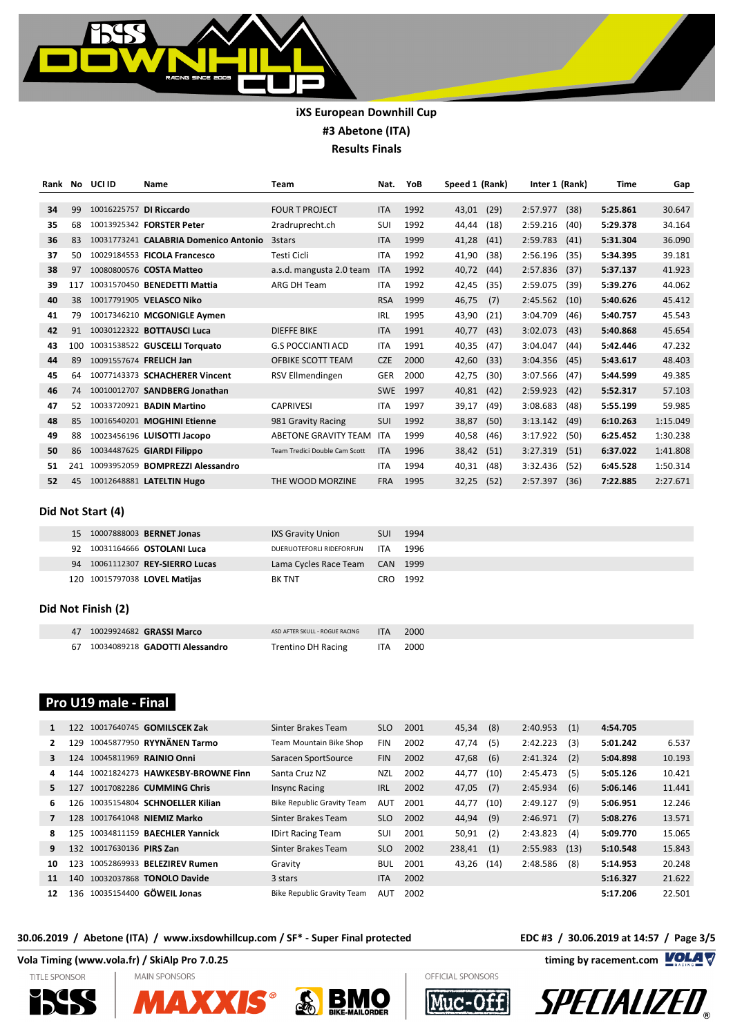**iXS European Downhill Cup**
**#3 Abetone (ITA)**
**Results Finals**

| Rank | No | UCI ID | Name | Team | Nat. | YoB | Speed 1 | (Rank) | Inter 1 | (Rank) | Time | Gap |
|---|---|---|---|---|---|---|---|---|---|---|---|---|
| 34 | 99 | 10016225757 | **DI Riccardo** | FOUR T PROJECT | ITA | 1992 | 43,01 | (29) | 2:57.977 | (38) | **5:25.861** | 30.647 |
| 35 | 68 | 10013925342 | **FORSTER Peter** | 2radruprecht.ch | SUI | 1992 | 44,44 | (18) | 2:59.216 | (40) | **5:29.378** | 34.164 |
| 36 | 83 | 10031773241 | **CALABRIA Domenico Antonio** | 3stars | ITA | 1999 | 41,28 | (41) | 2:59.783 | (41) | **5:31.304** | 36.090 |
| 37 | 50 | 10029184553 | **FICOLA Francesco** | Testi Cicli | ITA | 1992 | 41,90 | (38) | 2:56.196 | (35) | **5:34.395** | 39.181 |
| 38 | 97 | 10080800576 | **COSTA Matteo** | a.s.d. mangusta 2.0 team | ITA | 1992 | 40,72 | (44) | 2:57.836 | (37) | **5:37.137** | 41.923 |
| 39 | 117 | 10031570450 | **BENEDETTI Mattia** | ARG DH Team | ITA | 1992 | 42,45 | (35) | 2:59.075 | (39) | **5:39.276** | 44.062 |
| 40 | 38 | 10017791905 | **VELASCO Niko** | | RSA | 1999 | 46,75 | (7) | 2:45.562 | (10) | **5:40.626** | 45.412 |
| 41 | 79 | 10017346210 | **MCGONIGLE Aymen** | | IRL | 1995 | 43,90 | (21) | 3:04.709 | (46) | **5:40.757** | 45.543 |
| 42 | 91 | 10030122322 | **BOTTAUSCI Luca** | DIEFFE BIKE | ITA | 1991 | 40,77 | (43) | 3:02.073 | (43) | **5:40.868** | 45.654 |
| 43 | 100 | 10031538522 | **GUSCELLI Torquato** | G.S POCCIANTI ACD | ITA | 1991 | 40,35 | (47) | 3:04.047 | (44) | **5:42.446** | 47.232 |
| 44 | 89 | 10091557674 | **FRELICH Jan** | OFBIKE SCOTT TEAM | CZE | 2000 | 42,60 | (33) | 3:04.356 | (45) | **5:43.617** | 48.403 |
| 45 | 64 | 10077143373 | **SCHACHERER Vincent** | RSV Ellmendingen | GER | 2000 | 42,75 | (30) | 3:07.566 | (47) | **5:44.599** | 49.385 |
| 46 | 74 | 10010012707 | **SANDBERG Jonathan** | | SWE | 1997 | 40,81 | (42) | 2:59.923 | (42) | **5:52.317** | 57.103 |
| 47 | 52 | 10033720921 | **BADIN Martino** | CAPRIVESI | ITA | 1997 | 39,17 | (49) | 3:08.683 | (48) | **5:55.199** | 59.985 |
| 48 | 85 | 10016540201 | **MOGHINI Etienne** | 981 Gravity Racing | SUI | 1992 | 38,87 | (50) | 3:13.142 | (49) | **6:10.263** | 1:15.049 |
| 49 | 88 | 10023456196 | **LUISOTTI Jacopo** | ABETONE GRAVITY TEAM | ITA | 1999 | 40,58 | (46) | 3:17.922 | (50) | **6:25.452** | 1:30.238 |
| 50 | 86 | 10034487625 | **GIARDI Filippo** | Team Tredici Double Cam Scott | ITA | 1996 | 38,42 | (51) | 3:27.319 | (51) | **6:37.022** | 1:41.808 |
| 51 | 241 | 10093952059 | **BOMPREZZI Alessandro** | | ITA | 1994 | 40,31 | (48) | 3:32.436 | (52) | **6:45.528** | 1:50.314 |
| 52 | 45 | 10012648881 | **LATELTIN Hugo** | THE WOOD MORZINE | FRA | 1995 | 32,25 | (52) | 2:57.397 | (36) | **7:22.885** | 2:27.671 |

### Did Not Start (4)

| No | UCI ID | Name | Team | Nat. | YoB |
|---|---|---|---|---|---|
| 15 | 10007888003 | **BERNET Jonas** | IXS Gravity Union | SUI | 1994 |
| 92 | 10031164666 | **OSTOLANI Luca** | DUERUOTEFORLI RIDEFORFUN | ITA | 1996 |
| 94 | 10061112307 | **REY-SIERRO Lucas** | Lama Cycles Race Team | CAN | 1999 |
| 120 | 10015797038 | **LOVEL Matijas** | BK TNT | CRO | 1992 |

### Did Not Finish (2)

| No | UCI ID | Name | Team | Nat. | YoB |
|---|---|---|---|---|---|
| 47 | 10029924682 | **GRASSI Marco** | ASD AFTER SKULL - ROGUE RACING | ITA | 2000 |
| 67 | 10034089218 | **GADOTTI Alessandro** | Trentino DH Racing | ITA | 2000 |

## Pro U19 male - Final

| Rank | No | UCI ID | Name | Team | Nat. | YoB | Speed 1 | (Rank) | Inter 1 | (Rank) | Time | Gap |
|---|---|---|---|---|---|---|---|---|---|---|---|---|
| 1 | 122 | 10017640745 | **GOMILSCEK Zak** | Sinter Brakes Team | SLO | 2001 | 45,34 | (8) | 2:40.953 | (1) | **4:54.705** | |
| 2 | 129 | 10045877950 | **RYYNÄNEN Tarmo** | Team Mountain Bike Shop | FIN | 2002 | 47,74 | (5) | 2:42.223 | (3) | **5:01.242** | 6.537 |
| 3 | 124 | 10045811969 | **RAINIO Onni** | Saracen SportSource | FIN | 2002 | 47,68 | (6) | 2:41.324 | (2) | **5:04.898** | 10.193 |
| 4 | 144 | 10021824273 | **HAWKESBY-BROWNE Finn** | Santa Cruz NZ | NZL | 2002 | 44,77 | (10) | 2:45.473 | (5) | **5:05.126** | 10.421 |
| 5 | 127 | 10017082286 | **CUMMING Chris** | Insync Racing | IRL | 2002 | 47,05 | (7) | 2:45.934 | (6) | **5:06.146** | 11.441 |
| 6 | 126 | 10035154804 | **SCHNOELLER Kilian** | Bike Republic Gravity Team | AUT | 2001 | 44,77 | (10) | 2:49.127 | (9) | **5:06.951** | 12.246 |
| 7 | 128 | 10017641048 | **NIEMIZ Marko** | Sinter Brakes Team | SLO | 2002 | 44,94 | (9) | 2:46.971 | (7) | **5:08.276** | 13.571 |
| 8 | 125 | 10034811159 | **BAECHLER Yannick** | IDirt Racing Team | SUI | 2001 | 50,91 | (2) | 2:43.823 | (4) | **5:09.770** | 15.065 |
| 9 | 132 | 10017630136 | **PIRS Zan** | Sinter Brakes Team | SLO | 2002 | 238,41 | (1) | 2:55.983 | (13) | **5:10.548** | 15.843 |
| 10 | 123 | 10052869933 | **BELEZIREV Rumen** | Gravity | BUL | 2001 | 43,26 | (14) | 2:48.586 | (8) | **5:14.953** | 20.248 |
| 11 | 140 | 10032037868 | **TONOLO Davide** | 3 stars | ITA | 2002 | | | | | **5:16.327** | 21.622 |
| 12 | 136 | 10035154400 | **GÖWEIL Jonas** | Bike Republic Gravity Team | AUT | 2002 | | | | | **5:17.206** | 22.501 |

**30.06.2019 / Abetone (ITA) / www.ixsdowhillcup.com / SF* - Super Final protected**

**EDC #3 / 30.06.2019 at 14:57**

**Vola Timing (www.vola.fr) / SkiAlp Pro 7.0.25** **timing by racement.com**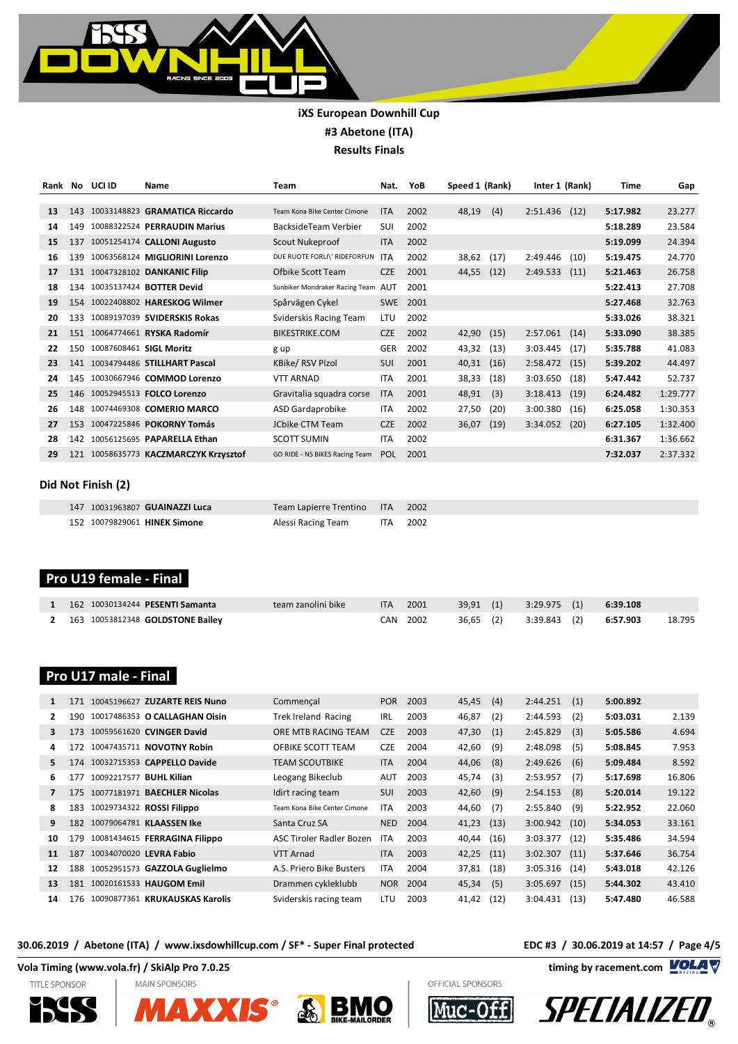# iXS European Downhill Cup

## #3 Abetone (ITA)

## Results Finals

| Rank | No | UCI ID | Name | Team | Nat. | YoB | Speed 1 | (Rank) | Inter 1 | (Rank) | Time | Gap |
|---|---|---|---|---|---|---|---|---|---|---|---|---|
| 13 | 143 | 10033148823 | **GRAMATICA Riccardo** | Team Kona Bike Center Cimone | ITA | 2002 | 48,19 | (4) | 2:51.436 | (12) | **5:17.982** | 23.277 |
| 14 | 149 | 10088322524 | **PERRAUDIN Marius** | BacksideTeam Verbier | SUI | 2002 | | | | | **5:18.289** | 23.584 |
| 15 | 137 | 10051254174 | **CALLONI Augusto** | Scout Nukeproof | ITA | 2002 | | | | | **5:19.099** | 24.394 |
| 16 | 139 | 10063568124 | **MIGLIORINI Lorenzo** | DUE RUOTE FORLI\' RIDEFORFUN | ITA | 2002 | 38,62 | (17) | 2:49.446 | (10) | **5:19.475** | 24.770 |
| 17 | 131 | 10047328102 | **DANKANIC Filip** | Ofbike Scott Team | CZE | 2001 | 44,55 | (12) | 2:49.533 | (11) | **5:21.463** | 26.758 |
| 18 | 134 | 10035137424 | **BOTTER Devid** | Sunbiker Mondraker Racing Team | AUT | 2001 | | | | | **5:22.413** | 27.708 |
| 19 | 154 | 10022408802 | **HARESKOG Wilmer** | Spårvägen Cykel | SWE | 2001 | | | | | **5:27.468** | 32.763 |
| 20 | 133 | 10089197039 | **SVIDERSKIS Rokas** | Sviderskis Racing Team | LTU | 2002 | | | | | **5:33.026** | 38.321 |
| 21 | 151 | 10064774661 | **RYSKA Radomír** | BIKESTRIKE.COM | CZE | 2002 | 42,90 | (15) | 2:57.061 | (14) | **5:33.090** | 38.385 |
| 22 | 150 | 10087608461 | **SIGL Moritz** | g up | GER | 2002 | 43,32 | (13) | 3:03.445 | (17) | **5:35.788** | 41.083 |
| 23 | 141 | 10034794486 | **STILLHART Pascal** | KBike/ RSV Pizol | SUI | 2001 | 40,31 | (16) | 2:58.472 | (15) | **5:39.202** | 44.497 |
| 24 | 145 | 10030667946 | **COMMOD Lorenzo** | VTT ARNAD | ITA | 2001 | 38,33 | (18) | 3:03.650 | (18) | **5:47.442** | 52.737 |
| 25 | 146 | 10052945513 | **FOLCO Lorenzo** | Gravitalia squadra corse | ITA | 2001 | 48,91 | (3) | 3:18.413 | (19) | **6:24.482** | 1:29.777 |
| 26 | 148 | 10074469308 | **COMERIO MARCO** | ASD Gardaprobike | ITA | 2002 | 27,50 | (20) | 3:00.380 | (16) | **6:25.058** | 1:30.353 |
| 27 | 153 | 10047225846 | **POKORNY Tomás** | JCbike CTM Team | CZE | 2002 | 36,07 | (19) | 3:34.052 | (20) | **6:27.105** | 1:32.400 |
| 28 | 142 | 10056125695 | **PAPARELLA Ethan** | SCOTT SUMIN | ITA | 2002 | | | | | **6:31.367** | 1:36.662 |
| 29 | 121 | 10058635773 | **KACZMARCZYK Krzysztof** | GO RIDE - NS BIKES Racing Team | POL | 2001 | | | | | **7:32.037** | 2:37.332 |

### Did Not Finish (2)

| No | UCI ID | Name | Team | Nat. | YoB |
|---|---|---|---|---|---|
| 147 | 10031963807 | **GUAINAZZI Luca** | Team Lapierre Trentino | ITA | 2002 |
| 152 | 10079829061 | **HINEK Simone** | Alessi Racing Team | ITA | 2002 |

## Pro U19 female - Final

| Rank | No | UCI ID | Name | Team | Nat. | YoB | Speed 1 | (Rank) | Inter 1 | (Rank) | Time | Gap |
|---|---|---|---|---|---|---|---|---|---|---|---|---|
| 1 | 162 | 10030134244 | **PESENTI Samanta** | team zanolini bike | ITA | 2001 | 39,91 | (1) | 3:29.975 | (1) | **6:39.108** | |
| 2 | 163 | 10053812348 | **GOLDSTONE Bailey** | | CAN | 2002 | 36,65 | (2) | 3:39.843 | (2) | **6:57.903** | 18.795 |

## Pro U17 male - Final

| Rank | No | UCI ID | Name | Team | Nat. | YoB | Speed 1 | (Rank) | Inter 1 | (Rank) | Time | Gap |
|---|---|---|---|---|---|---|---|---|---|---|---|---|
| 1 | 171 | 10045196627 | **ZUZARTE REIS Nuno** | Commençal | POR | 2003 | 45,45 | (4) | 2:44.251 | (1) | **5:00.892** | |
| 2 | 190 | 10017486353 | **O CALLAGHAN Oisin** | Trek Ireland Racing | IRL | 2003 | 46,87 | (2) | 2:44.593 | (2) | **5:03.031** | 2.139 |
| 3 | 173 | 10059561620 | **CVINGER David** | ORE MTB RACING TEAM | CZE | 2003 | 47,30 | (1) | 2:45.829 | (3) | **5:05.586** | 4.694 |
| 4 | 172 | 10047435711 | **NOVOTNY Robin** | OFBIKE SCOTT TEAM | CZE | 2004 | 42,60 | (9) | 2:48.098 | (5) | **5:08.845** | 7.953 |
| 5 | 174 | 10032715353 | **CAPPELLO Davide** | TEAM SCOUTBIKE | ITA | 2004 | 44,06 | (8) | 2:49.626 | (6) | **5:09.484** | 8.592 |
| 6 | 177 | 10092217577 | **BUHL Kilian** | Leogang Bikeclub | AUT | 2003 | 45,74 | (3) | 2:53.957 | (7) | **5:17.698** | 16.806 |
| 7 | 175 | 10077181971 | **BAECHLER Nicolas** | Idirt racing team | SUI | 2003 | 42,60 | (9) | 2:54.153 | (8) | **5:20.014** | 19.122 |
| 8 | 183 | 10029734322 | **ROSSI Filippo** | Team Kona Bike Center Cimone | ITA | 2003 | 44,60 | (7) | 2:55.840 | (9) | **5:22.952** | 22.060 |
| 9 | 182 | 10079064781 | **KLAASSEN Ike** | Santa Cruz SA | NED | 2004 | 41,23 | (13) | 3:00.942 | (10) | **5:34.053** | 33.161 |
| 10 | 179 | 10081434615 | **FERRAGINA Filippo** | ASC Tiroler Radler Bozen | ITA | 2003 | 40,44 | (16) | 3:03.377 | (12) | **5:35.486** | 34.594 |
| 11 | 187 | 10034070020 | **LEVRA Fabio** | VTT Arnad | ITA | 2003 | 42,25 | (11) | 3:02.307 | (11) | **5:37.646** | 36.754 |
| 12 | 188 | 10052951573 | **GAZZOLA Guglielmo** | A.S. Priero Bike Busters | ITA | 2004 | 37,81 | (18) | 3:05.316 | (14) | **5:43.018** | 42.126 |
| 13 | 181 | 10020161533 | **HAUGOM Emil** | Drammen cykleklubb | NOR | 2004 | 45,34 | (5) | 3:05.697 | (15) | **5:44.302** | 43.410 |
| 14 | 176 | 10090877361 | **KRUKAUSKAS Karolis** | Sviderskis racing team | LTU | 2003 | 41,42 | (12) | 3:04.431 | (13) | **5:47.480** | 46.588 |

**30.06.2019 / Abetone (ITA) / www.ixsdowhillcup.com / SF* - Super Final protected**

**EDC #3 / 30.06.2019 at 14:57**

**Vola Timing (www.vola.fr) / SkiAlp Pro 7.0.25**

**timing by racement.com**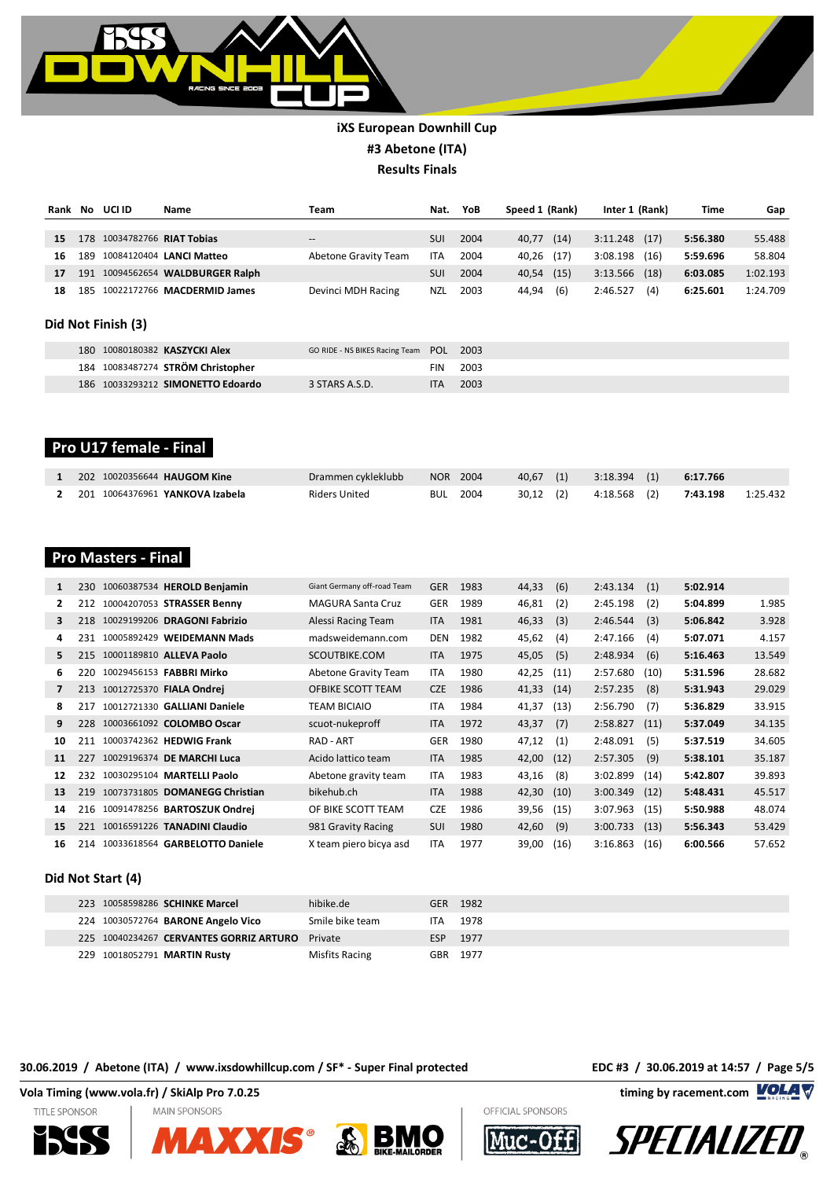# iXS European Downhill Cup

## #3 Abetone (ITA)

## Results Finals

| Rank | No | UCI ID | Name | Team | Nat. | YoB | Speed 1 (Rank) | | Inter 1 (Rank) | | Time | Gap |
|---|---|---|---|---|---|---|---|---|---|---|---|---|
| 15 | 178 | 10034782766 | **RIAT Tobias** | -- | SUI | 2004 | 40,77 | (14) | 3:11.248 | (17) | **5:56.380** | 55.488 |
| 16 | 189 | 10084120404 | **LANCI Matteo** | Abetone Gravity Team | ITA | 2004 | 40,26 | (17) | 3:08.198 | (16) | **5:59.696** | 58.804 |
| 17 | 191 | 10094562654 | **WALDBURGER Ralph** | | SUI | 2004 | 40,54 | (15) | 3:13.566 | (18) | **6:03.085** | 1:02.193 |
| 18 | 185 | 10022172766 | **MACDERMID James** | Devinci MDH Racing | NZL | 2003 | 44,94 | (6) | 2:46.527 | (4) | **6:25.601** | 1:24.709 |

### Did Not Finish (3)

| No | UCI ID | Name | Team | Nat. | YoB |
|---|---|---|---|---|---|
| 180 | 10080180382 | **KASZYCKI Alex** | GO RIDE - NS BIKES Racing Team | POL | 2003 |
| 184 | 10083487274 | **STRÖM Christopher** | | FIN | 2003 |
| 186 | 10033293212 | **SIMONETTO Edoardo** | 3 STARS A.S.D. | ITA | 2003 |

## Pro U17 female - Final

| Rank | No | UCI ID | Name | Team | Nat. | YoB | Speed 1 (Rank) | | Inter 1 (Rank) | | Time | Gap |
|---|---|---|---|---|---|---|---|---|---|---|---|---|
| 1 | 202 | 10020356644 | **HAUGOM Kine** | Drammen cykleklubb | NOR | 2004 | 40,67 | (1) | 3:18.394 | (1) | **6:17.766** | |
| 2 | 201 | 10064376961 | **YANKOVA Izabela** | Riders United | BUL | 2004 | 30,12 | (2) | 4:18.568 | (2) | **7:43.198** | 1:25.432 |

## Pro Masters - Final

| Rank | No | UCI ID | Name | Team | Nat. | YoB | Speed 1 (Rank) | | Inter 1 (Rank) | | Time | Gap |
|---|---|---|---|---|---|---|---|---|---|---|---|---|
| 1 | 230 | 10060387534 | **HEROLD Benjamin** | Giant Germany off-road Team | GER | 1983 | 44,33 | (6) | 2:43.134 | (1) | **5:02.914** | |
| 2 | 212 | 10004207053 | **STRASSER Benny** | MAGURA Santa Cruz | GER | 1989 | 46,81 | (2) | 2:45.198 | (2) | **5:04.899** | 1.985 |
| 3 | 218 | 10029199206 | **DRAGONI Fabrizio** | Alessi Racing Team | ITA | 1981 | 46,33 | (3) | 2:46.544 | (3) | **5:06.842** | 3.928 |
| 4 | 231 | 10005892429 | **WEIDEMANN Mads** | madsweidemann.com | DEN | 1982 | 45,62 | (4) | 2:47.166 | (4) | **5:07.071** | 4.157 |
| 5 | 215 | 10001189810 | **ALLEVA Paolo** | SCOUTBIKE.COM | ITA | 1975 | 45,05 | (5) | 2:48.934 | (6) | **5:16.463** | 13.549 |
| 6 | 220 | 10029456153 | **FABBRI Mirko** | Abetone Gravity Team | ITA | 1980 | 42,25 | (11) | 2:57.680 | (10) | **5:31.596** | 28.682 |
| 7 | 213 | 10012725370 | **FIALA Ondrej** | OFBIKE SCOTT TEAM | CZE | 1986 | 41,33 | (14) | 2:57.235 | (8) | **5:31.943** | 29.029 |
| 8 | 217 | 10012721330 | **GALLIANI Daniele** | TEAM BICIAIO | ITA | 1984 | 41,37 | (13) | 2:56.790 | (7) | **5:36.829** | 33.915 |
| 9 | 228 | 10003661092 | **COLOMBO Oscar** | scuot-nukeproff | ITA | 1972 | 43,37 | (7) | 2:58.827 | (11) | **5:37.049** | 34.135 |
| 10 | 211 | 10003742362 | **HEDWIG Frank** | RAD - ART | GER | 1980 | 47,12 | (1) | 2:48.091 | (5) | **5:37.519** | 34.605 |
| 11 | 227 | 10029196374 | **DE MARCHI Luca** | Acido lattico team | ITA | 1985 | 42,00 | (12) | 2:57.305 | (9) | **5:38.101** | 35.187 |
| 12 | 232 | 10030295104 | **MARTELLI Paolo** | Abetone gravity team | ITA | 1983 | 43,16 | (8) | 3:02.899 | (14) | **5:42.807** | 39.893 |
| 13 | 219 | 10073731805 | **DOMANEGG Christian** | bikehub.ch | ITA | 1988 | 42,30 | (10) | 3:00.349 | (12) | **5:48.431** | 45.517 |
| 14 | 216 | 10091478256 | **BARTOSZUK Ondrej** | OF BIKE SCOTT TEAM | CZE | 1986 | 39,56 | (15) | 3:07.963 | (15) | **5:50.988** | 48.074 |
| 15 | 221 | 10016591226 | **TANADINI Claudio** | 981 Gravity Racing | SUI | 1980 | 42,60 | (9) | 3:00.733 | (13) | **5:56.343** | 53.429 |
| 16 | 214 | 10033618564 | **GARBELOTTO Daniele** | X team piero bicya asd | ITA | 1977 | 39,00 | (16) | 3:16.863 | (16) | **6:00.566** | 57.652 |

### Did Not Start (4)

| No | UCI ID | Name | Team | Nat. | YoB |
|---|---|---|---|---|---|
| 223 | 10058598286 | **SCHINKE Marcel** | hibike.de | GER | 1982 |
| 224 | 10030572764 | **BARONE Angelo Vico** | Smile bike team | ITA | 1978 |
| 225 | 10040234267 | **CERVANTES GORRIZ ARTURO** | Private | ESP | 1977 |
| 229 | 10018052791 | **MARTIN Rusty** | Misfits Racing | GBR | 1977 |

30.06.2019 / Abetone (ITA) / www.ixsdownhillcup.com / SF* - Super Final protected

EDC #3 / 30.06.2019 at 14:57

Vola Timing (www.vola.fr) / SkiAlp Pro 7.0.25

timing by racement.com

TITLE SPONSOR

MAIN SPONSORS

OFFICIAL SPONSORS